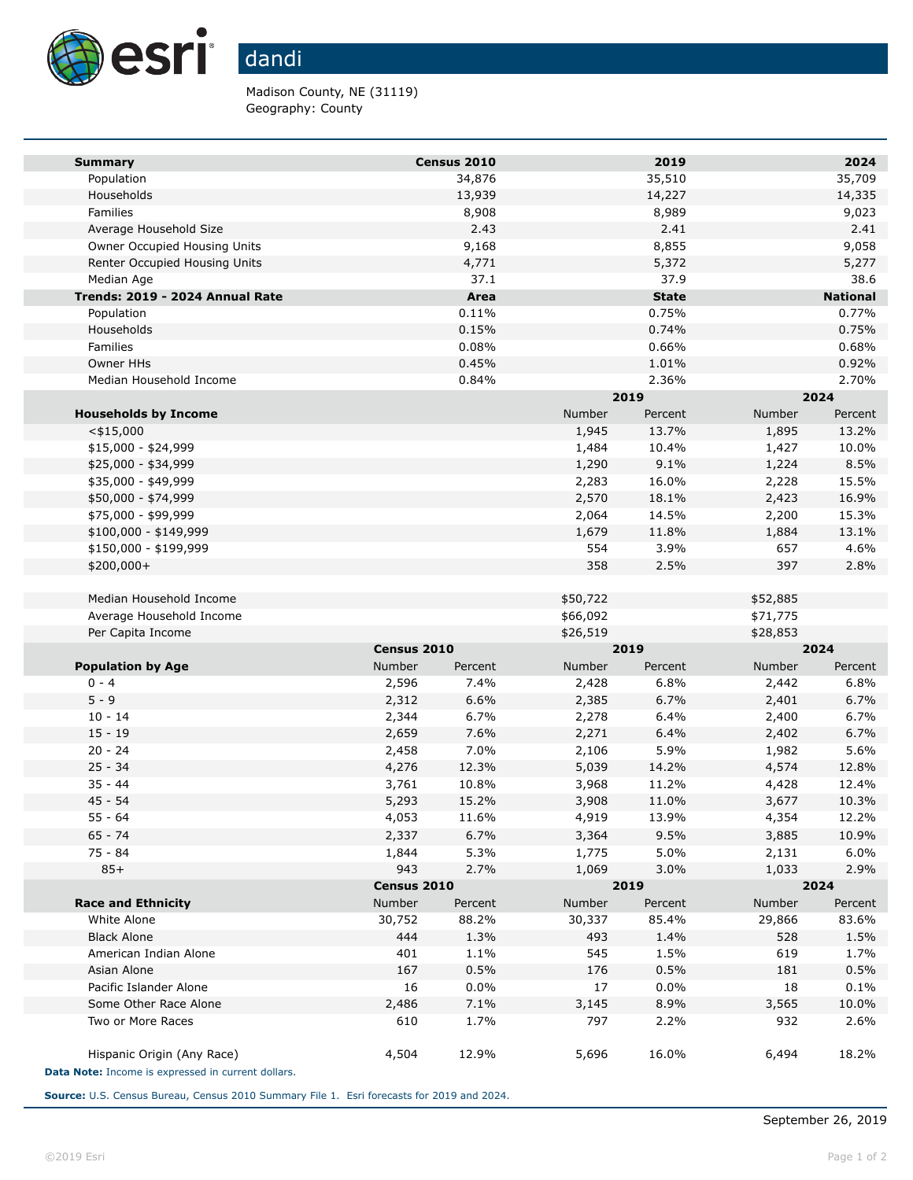# dandi

Madison County, NE (31119)
Geography: County

| Summary | Census 2010 | 2019 | 2024 |
|---|---|---|---|
| Population | 34,876 | 35,510 | 35,709 |
| Households | 13,939 | 14,227 | 14,335 |
| Families | 8,908 | 8,989 | 9,023 |
| Average Household Size | 2.43 | 2.41 | 2.41 |
| Owner Occupied Housing Units | 9,168 | 8,855 | 9,058 |
| Renter Occupied Housing Units | 4,771 | 5,372 | 5,277 |
| Median Age | 37.1 | 37.9 | 38.6 |

| Trends: 2019 - 2024 Annual Rate | Area | State | National |
|---|---|---|---|
| Population | 0.11% | 0.75% | 0.77% |
| Households | 0.15% | 0.74% | 0.75% |
| Families | 0.08% | 0.66% | 0.68% |
| Owner HHs | 0.45% | 1.01% | 0.92% |
| Median Household Income | 0.84% | 2.36% | 2.70% |

| | 2019 | | 2024 | |
|---|---|---|---|---|
| Households by Income | Number | Percent | Number | Percent |
| <$15,000 | 1,945 | 13.7% | 1,895 | 13.2% |
| $15,000 - $24,999 | 1,484 | 10.4% | 1,427 | 10.0% |
| $25,000 - $34,999 | 1,290 | 9.1% | 1,224 | 8.5% |
| $35,000 - $49,999 | 2,283 | 16.0% | 2,228 | 15.5% |
| $50,000 - $74,999 | 2,570 | 18.1% | 2,423 | 16.9% |
| $75,000 - $99,999 | 2,064 | 14.5% | 2,200 | 15.3% |
| $100,000 - $149,999 | 1,679 | 11.8% | 1,884 | 13.1% |
| $150,000 - $199,999 | 554 | 3.9% | 657 | 4.6% |
| $200,000+ | 358 | 2.5% | 397 | 2.8% |
| | | | | |
| Median Household Income | $50,722 | | $52,885 | |
| Average Household Income | $66,092 | | $71,775 | |
| Per Capita Income | $26,519 | | $28,853 | |

| | Census 2010 | | 2019 | | 2024 | |
|---|---|---|---|---|---|---|
| Population by Age | Number | Percent | Number | Percent | Number | Percent |
| 0 - 4 | 2,596 | 7.4% | 2,428 | 6.8% | 2,442 | 6.8% |
| 5 - 9 | 2,312 | 6.6% | 2,385 | 6.7% | 2,401 | 6.7% |
| 10 - 14 | 2,344 | 6.7% | 2,278 | 6.4% | 2,400 | 6.7% |
| 15 - 19 | 2,659 | 7.6% | 2,271 | 6.4% | 2,402 | 6.7% |
| 20 - 24 | 2,458 | 7.0% | 2,106 | 5.9% | 1,982 | 5.6% |
| 25 - 34 | 4,276 | 12.3% | 5,039 | 14.2% | 4,574 | 12.8% |
| 35 - 44 | 3,761 | 10.8% | 3,968 | 11.2% | 4,428 | 12.4% |
| 45 - 54 | 5,293 | 15.2% | 3,908 | 11.0% | 3,677 | 10.3% |
| 55 - 64 | 4,053 | 11.6% | 4,919 | 13.9% | 4,354 | 12.2% |
| 65 - 74 | 2,337 | 6.7% | 3,364 | 9.5% | 3,885 | 10.9% |
| 75 - 84 | 1,844 | 5.3% | 1,775 | 5.0% | 2,131 | 6.0% |
| 85+ | 943 | 2.7% | 1,069 | 3.0% | 1,033 | 2.9% |

| | Census 2010 | | 2019 | | 2024 | |
|---|---|---|---|---|---|---|
| Race and Ethnicity | Number | Percent | Number | Percent | Number | Percent |
| White Alone | 30,752 | 88.2% | 30,337 | 85.4% | 29,866 | 83.6% |
| Black Alone | 444 | 1.3% | 493 | 1.4% | 528 | 1.5% |
| American Indian Alone | 401 | 1.1% | 545 | 1.5% | 619 | 1.7% |
| Asian Alone | 167 | 0.5% | 176 | 0.5% | 181 | 0.5% |
| Pacific Islander Alone | 16 | 0.0% | 17 | 0.0% | 18 | 0.1% |
| Some Other Race Alone | 2,486 | 7.1% | 3,145 | 8.9% | 3,565 | 10.0% |
| Two or More Races | 610 | 1.7% | 797 | 2.2% | 932 | 2.6% |
| | | | | | | |
| Hispanic Origin (Any Race) | 4,504 | 12.9% | 5,696 | 16.0% | 6,494 | 18.2% |

**Data Note:** Income is expressed in current dollars.

**Source:** U.S. Census Bureau, Census 2010 Summary File 1. Esri forecasts for 2019 and 2024.

September 26, 2019

©2019 Esri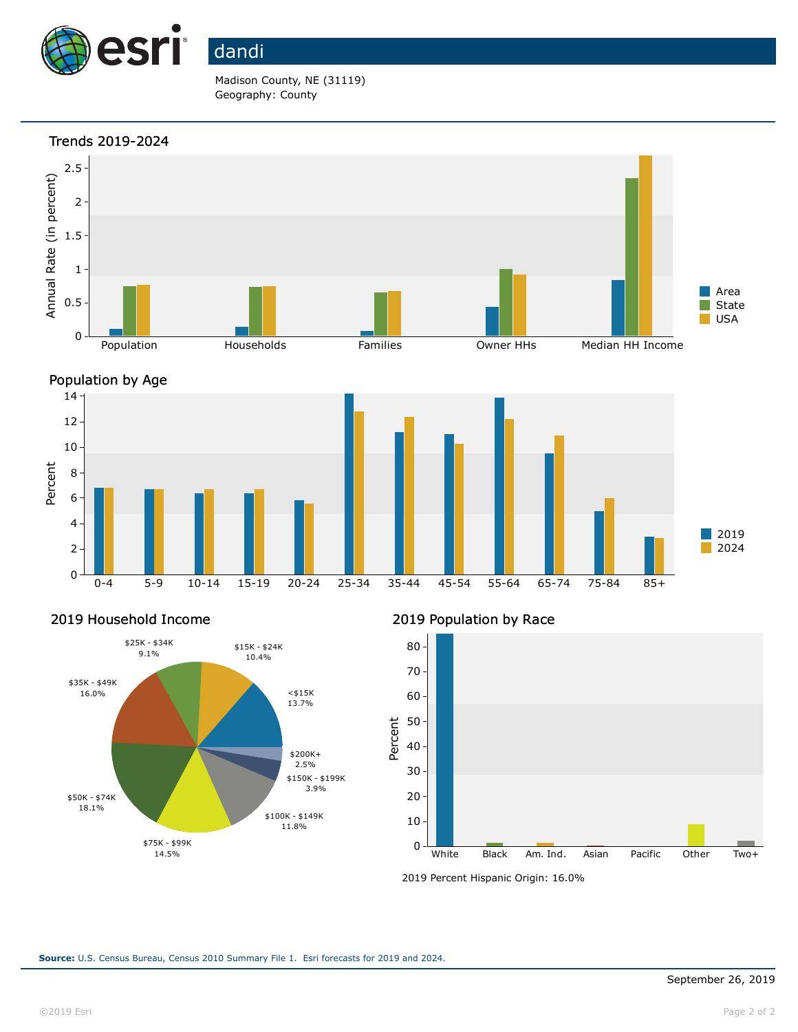# dandi

Madison County, NE (31119)
Geography: County

## Trends 2019-2024

Annual Rate (in percent)

2.5
2
1.5
1
0.5
0

Population
Households
Families
Owner HHs
Median HH Income

Area
State
USA

## Population by Age

Percent

14
12
10
8
6
4
2
0

0-4
5-9
10-14
15-19
20-24
25-34
35-44
45-54
55-64
65-74
75-84
85+

2019
2024

## 2019 Household Income

$25K - $34K
9.1%

$15K - $24K
10.4%

$35K - $49K
16.0%

<$15K
13.7%

$200K+
2.5%

$150K - $199K
3.9%

$50K - $74K
18.1%

$100K - $149K
11.8%

$75K - $99K
14.5%

## 2019 Population by Race

Percent

80
70
60
50
40
30
20
10
0

White
Black
Am. Ind.
Asian
Pacific
Other
Two+

2019 Percent Hispanic Origin: 16.0%

**Source:** U.S. Census Bureau, Census 2010 Summary File 1. Esri forecasts for 2019 and 2024.

September 26, 2019

©2019 Esri